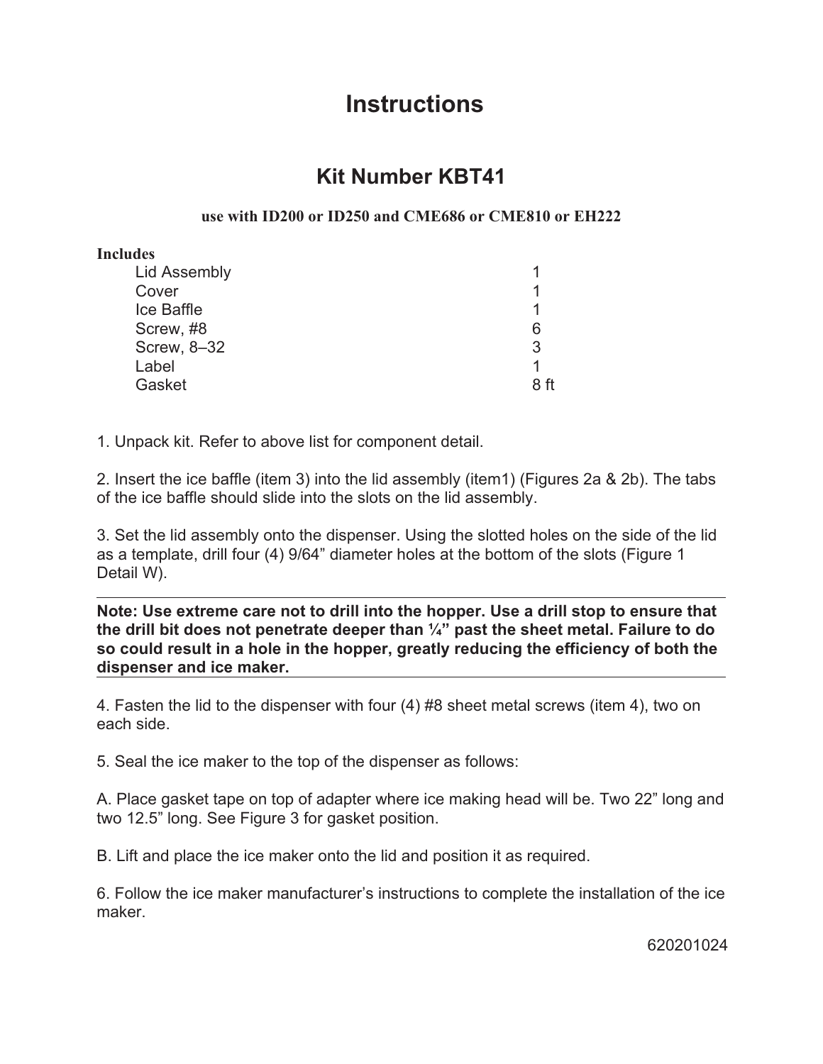# Instructions

## Kit Number KBT41

**use with ID200 or ID250 and CME686 or CME810 or EH222**

**Includes**

| Item | Qty |
|---|---|
| Lid Assembly | 1 |
| Cover | 1 |
| Ice Baffle | 1 |
| Screw, #8 | 6 |
| Screw, 8–32 | 3 |
| Label | 1 |
| Gasket | 8 ft |

1. Unpack kit. Refer to above list for component detail.

2. Insert the ice baffle (item 3) into the lid assembly (item1) (Figures 2a & 2b). The tabs of the ice baffle should slide into the slots on the lid assembly.

3. Set the lid assembly onto the dispenser. Using the slotted holes on the side of the lid as a template, drill four (4) 9/64" diameter holes at the bottom of the slots (Figure 1 Detail W).

---

**Note: Use extreme care not to drill into the hopper. Use a drill stop to ensure that the drill bit does not penetrate deeper than ¼" past the sheet metal. Failure to do so could result in a hole in the hopper, greatly reducing the efficiency of both the dispenser and ice maker.**

---

4. Fasten the lid to the dispenser with four (4) #8 sheet metal screws (item 4), two on each side.

5. Seal the ice maker to the top of the dispenser as follows:

A. Place gasket tape on top of adapter where ice making head will be. Two 22" long and two 12.5" long. See Figure 3 for gasket position.

B. Lift and place the ice maker onto the lid and position it as required.

6. Follow the ice maker manufacturer's instructions to complete the installation of the ice maker.

620201024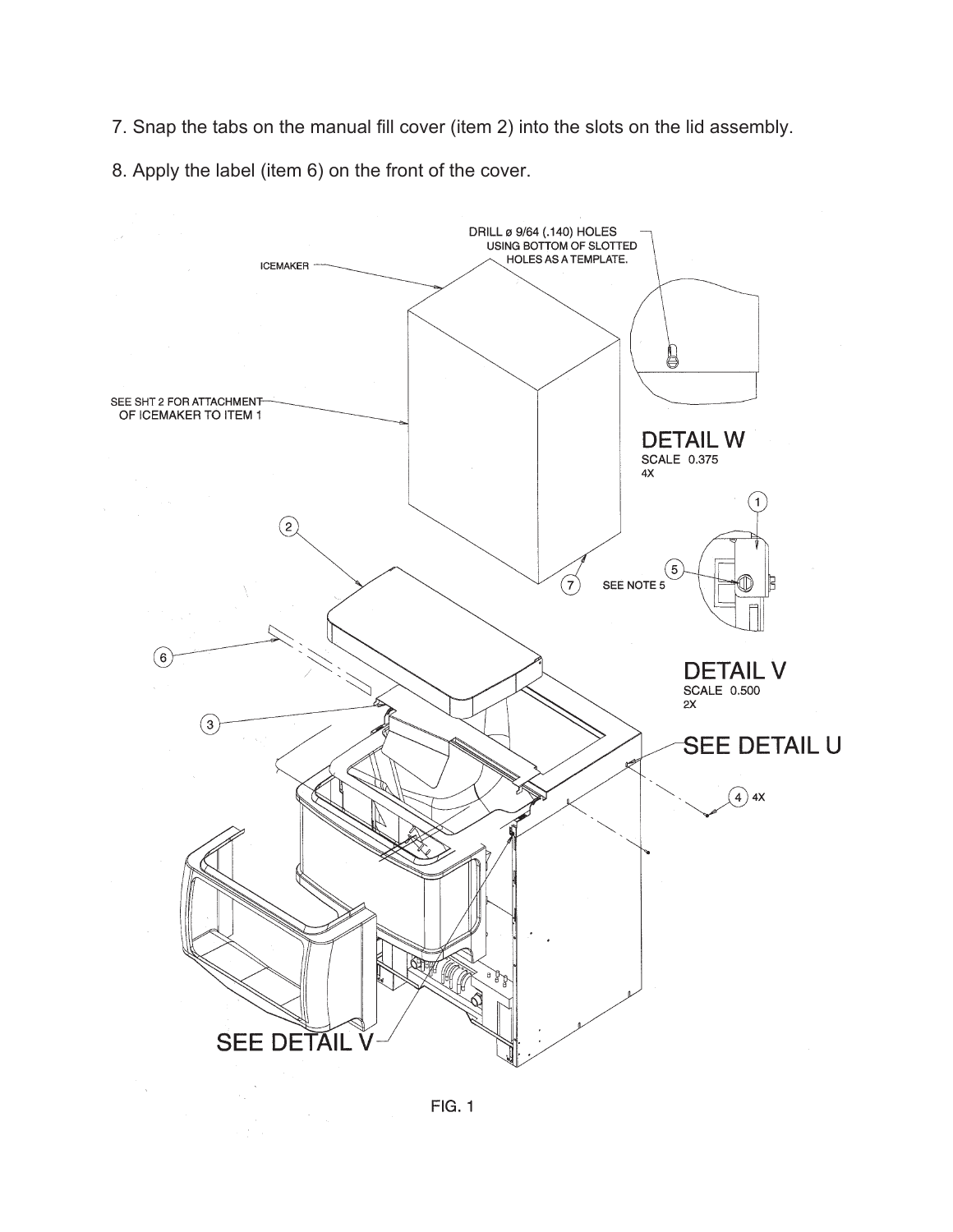7. Snap the tabs on the manual fill cover (item 2) into the slots on the lid assembly.

8. Apply the label (item 6) on the front of the cover.

DRILL ø 9/64 (.140) HOLES USING BOTTOM OF SLOTTED HOLES AS A TEMPLATE.

ICEMAKER

SEE SHT 2 FOR ATTACHMENT OF ICEMAKER TO ITEM 1

DETAIL W
SCALE 0.375
4X

SEE NOTE 5

DETAIL V
SCALE 0.500
2X

SEE DETAIL U

4X

SEE DETAIL V

FIG. 1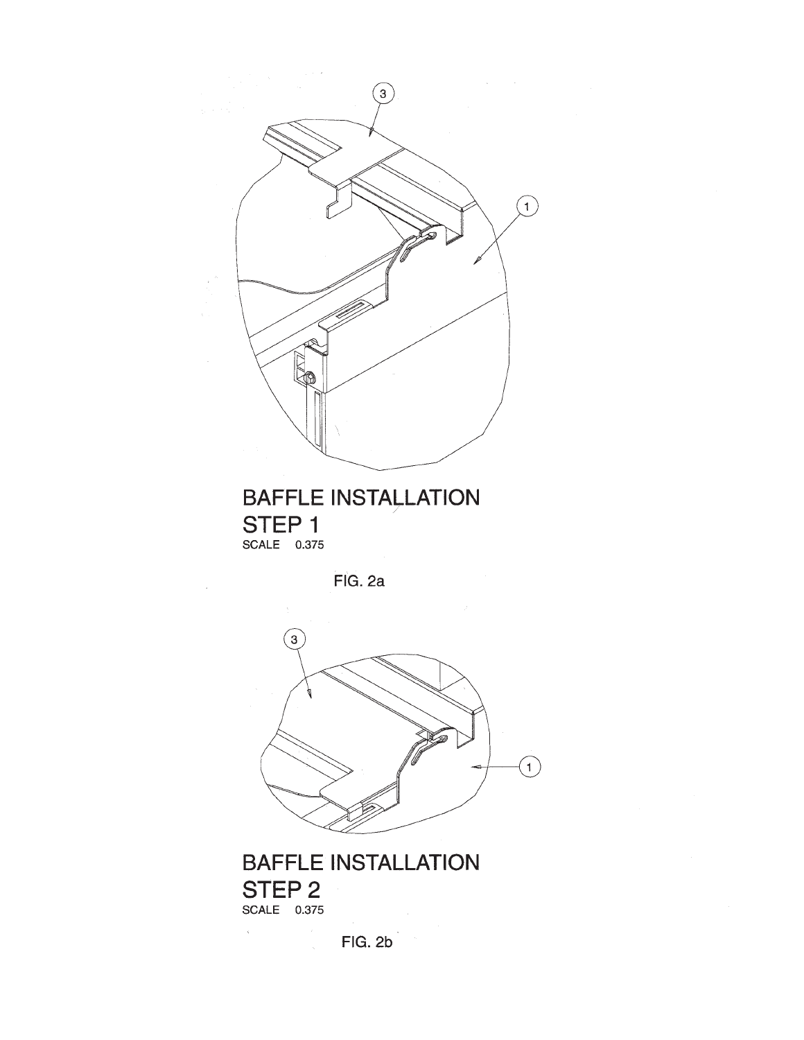BAFFLE INSTALLATION
STEP 1
SCALE 0.375

FIG. 2a

BAFFLE INSTALLATION
STEP 2
SCALE 0.375

FIG. 2b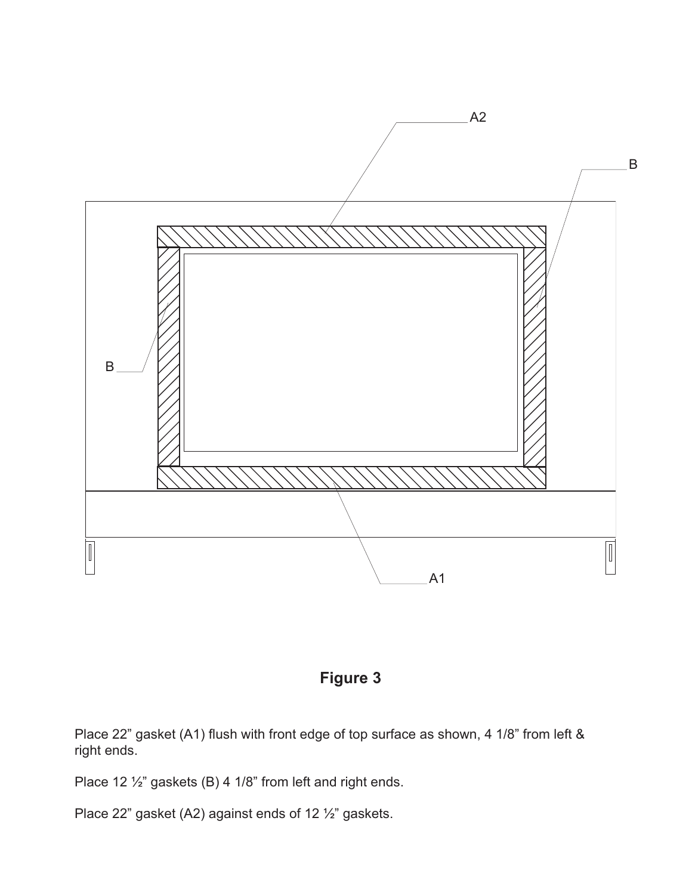A2

B

B

A1

**Figure 3**

Place 22" gasket (A1) flush with front edge of top surface as shown, 4 1/8" from left & right ends.

Place 12 ½" gaskets (B) 4 1/8" from left and right ends.

Place 22" gasket (A2) against ends of 12 ½" gaskets.